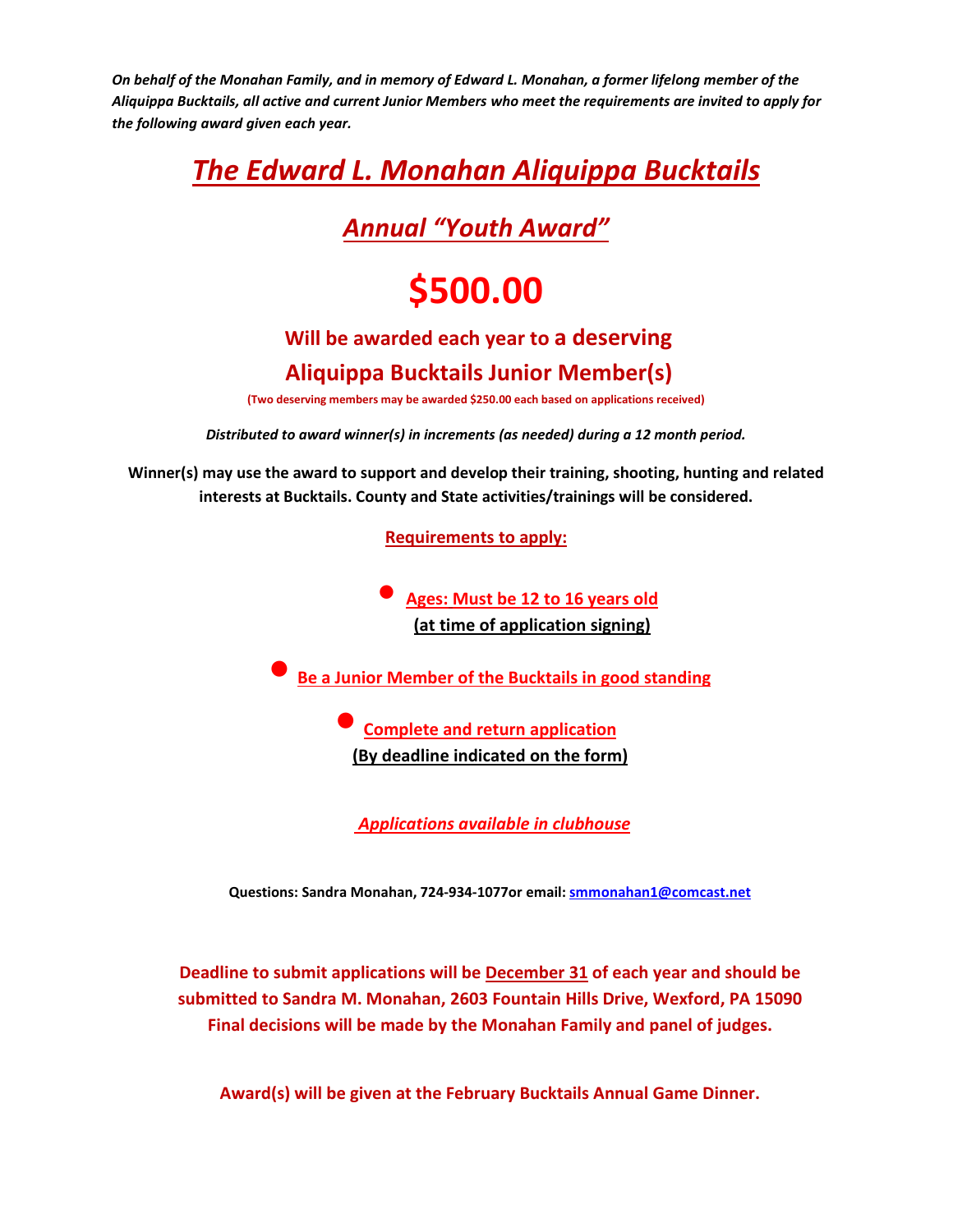***On behalf of the Monahan Family, and in memory of Edward L. Monahan, a former lifelong member of the Aliquippa Bucktails, all active and current Junior Members who meet the requirements are invited to apply for the following award given each year.***

# *The Edward L. Monahan Aliquippa Bucktails*

## *Annual "Youth Award"*

# $500.00

**Will be awarded each year to a deserving**

**Aliquippa Bucktails Junior Member(s)**

**(Two deserving members may be awarded $250.00 each based on applications received)**

***Distributed to award winner(s) in increments (as needed) during a 12 month period.***

**Winner(s) may use the award to support and develop their training, shooting, hunting and related interests at Bucktails. County and State activities/trainings will be considered.**

**Requirements to apply:**

- **Ages: Must be 12 to 16 years old**
  **(at time of application signing)**
- **Be a Junior Member of the Bucktails in good standing**
- **Complete and return application**
  **(By deadline indicated on the form)**

***Applications available in clubhouse***

**Questions: Sandra Monahan, 724-934-1077or email: smmonahan1@comcast.net**

**Deadline to submit applications will be December 31 of each year and should be submitted to Sandra M. Monahan, 2603 Fountain Hills Drive, Wexford, PA 15090 Final decisions will be made by the Monahan Family and panel of judges.**

**Award(s) will be given at the February Bucktails Annual Game Dinner.**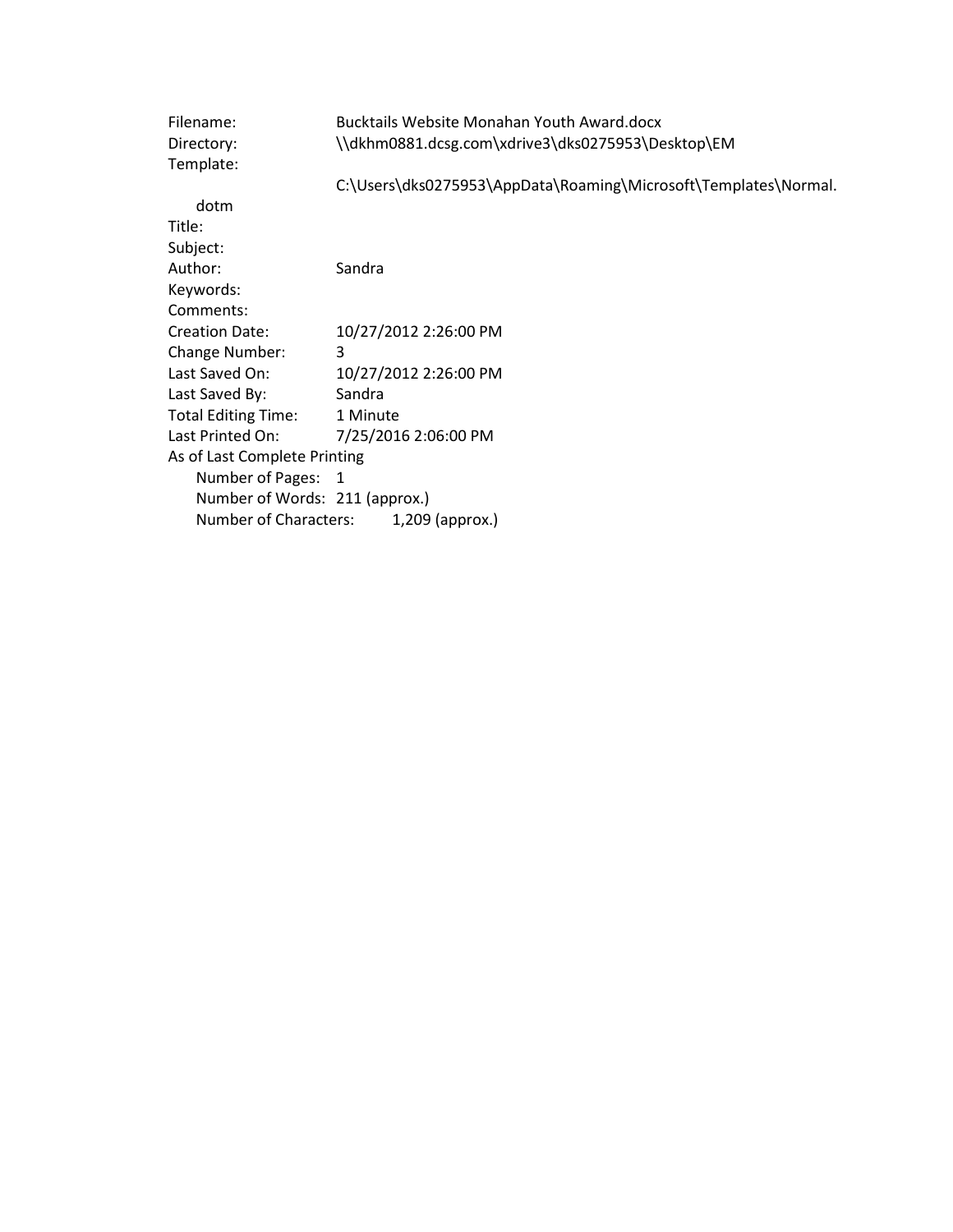| | |
|---|---|
| Filename: | Bucktails Website Monahan Youth Award.docx |
| Directory: | \\dkhm0881.dcsg.com\xdrive3\dks0275953\Desktop\EM |
| Template: | C:\Users\dks0275953\AppData\Roaming\Microsoft\Templates\Normal.dotm |
| Title: | |
| Subject: | |
| Author: | Sandra |
| Keywords: | |
| Comments: | |
| Creation Date: | 10/27/2012 2:26:00 PM |
| Change Number: | 3 |
| Last Saved On: | 10/27/2012 2:26:00 PM |
| Last Saved By: | Sandra |
| Total Editing Time: | 1 Minute |
| Last Printed On: | 7/25/2016 2:06:00 PM |

As of Last Complete Printing

| | |
|---|---|
| Number of Pages: | 1 |
| Number of Words: | 211 (approx.) |
| Number of Characters: | 1,209 (approx.) |